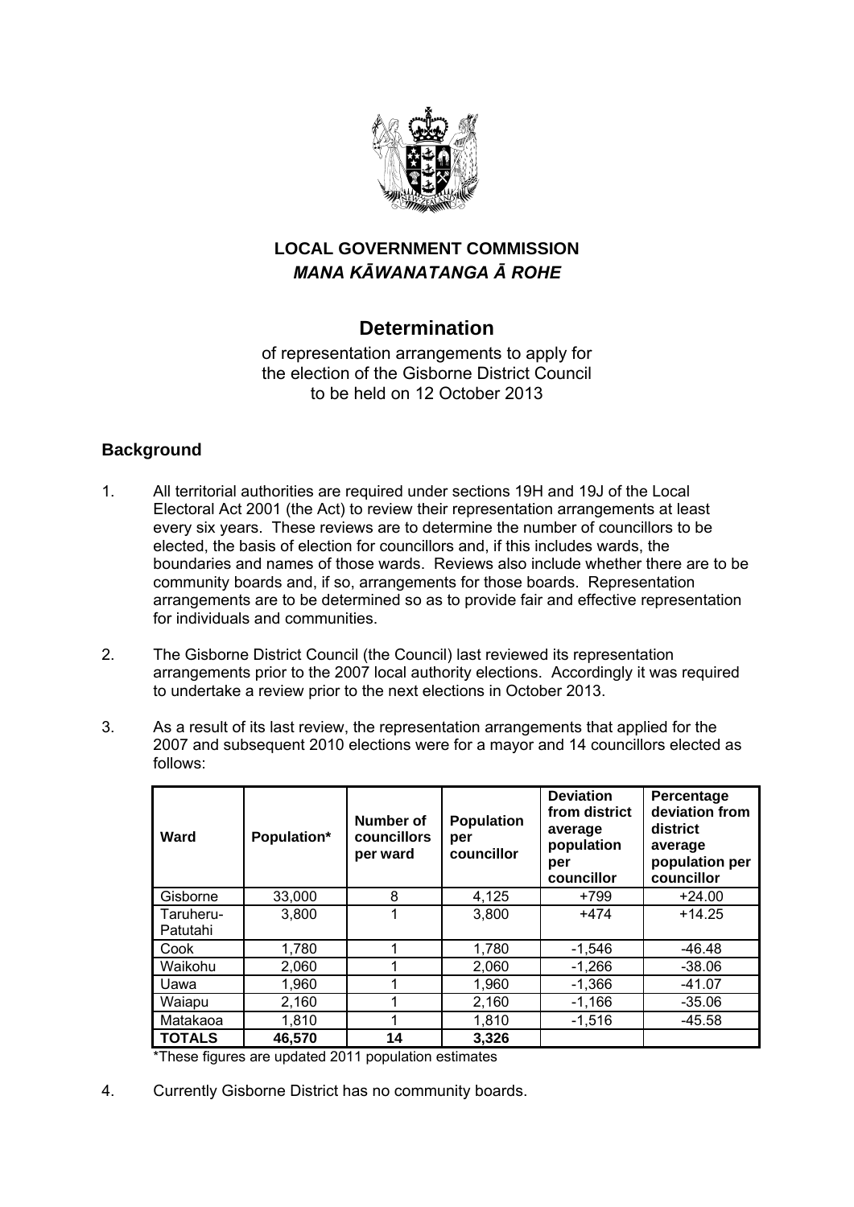**LOCAL GOVERNMENT COMMISSION**
***MANA KĀWANATANGA Ā ROHE***

# Determination

of representation arrangements to apply for the election of the Gisborne District Council to be held on 12 October 2013

## Background

1. All territorial authorities are required under sections 19H and 19J of the Local Electoral Act 2001 (the Act) to review their representation arrangements at least every six years. These reviews are to determine the number of councillors to be elected, the basis of election for councillors and, if this includes wards, the boundaries and names of those wards. Reviews also include whether there are to be community boards and, if so, arrangements for those boards. Representation arrangements are to be determined so as to provide fair and effective representation for individuals and communities.

2. The Gisborne District Council (the Council) last reviewed its representation arrangements prior to the 2007 local authority elections. Accordingly it was required to undertake a review prior to the next elections in October 2013.

3. As a result of its last review, the representation arrangements that applied for the 2007 and subsequent 2010 elections were for a mayor and 14 councillors elected as follows:

| Ward | Population* | Number of councillors per ward | Population per councillor | Deviation from district average population per councillor | Percentage deviation from district average population per councillor |
|---|---|---|---|---|---|
| Gisborne | 33,000 | 8 | 4,125 | +799 | +24.00 |
| Taruheru-Patutahi | 3,800 | 1 | 3,800 | +474 | +14.25 |
| Cook | 1,780 | 1 | 1,780 | -1,546 | -46.48 |
| Waikohu | 2,060 | 1 | 2,060 | -1,266 | -38.06 |
| Uawa | 1,960 | 1 | 1,960 | -1,366 | -41.07 |
| Waiapu | 2,160 | 1 | 2,160 | -1,166 | -35.06 |
| Matakaoa | 1,810 | 1 | 1,810 | -1,516 | -45.58 |
| **TOTALS** | **46,570** | **14** | **3,326** | | |

*These figures are updated 2011 population estimates

4. Currently Gisborne District has no community boards.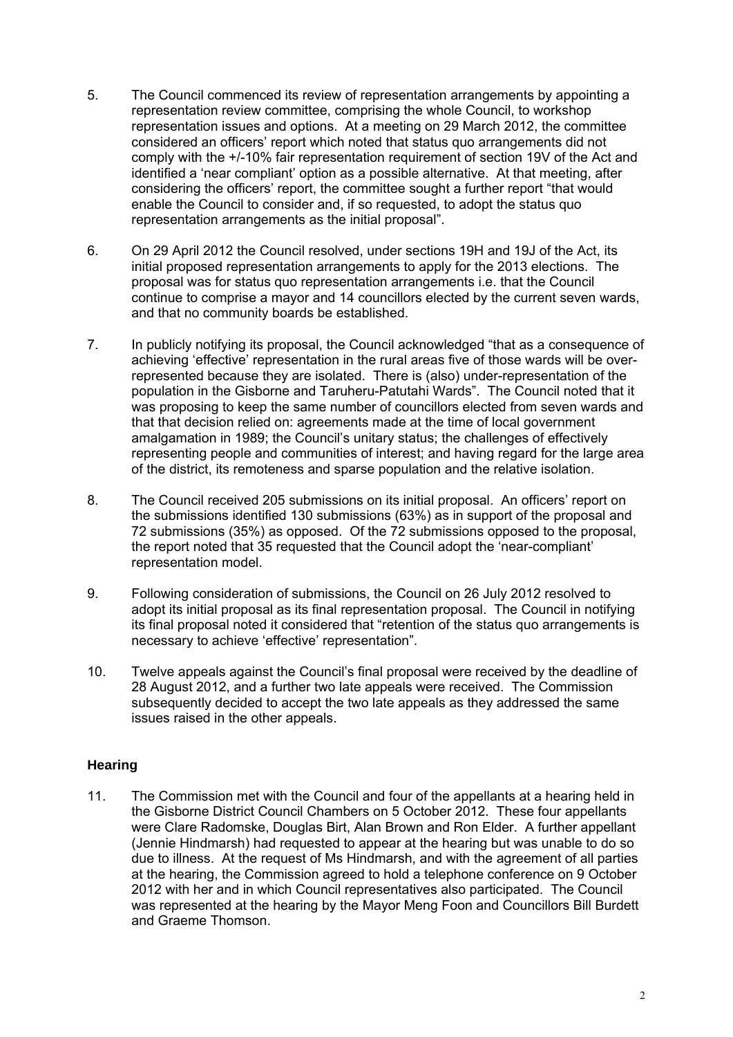5. The Council commenced its review of representation arrangements by appointing a representation review committee, comprising the whole Council, to workshop representation issues and options. At a meeting on 29 March 2012, the committee considered an officers' report which noted that status quo arrangements did not comply with the +/-10% fair representation requirement of section 19V of the Act and identified a 'near compliant' option as a possible alternative. At that meeting, after considering the officers' report, the committee sought a further report "that would enable the Council to consider and, if so requested, to adopt the status quo representation arrangements as the initial proposal".

6. On 29 April 2012 the Council resolved, under sections 19H and 19J of the Act, its initial proposed representation arrangements to apply for the 2013 elections. The proposal was for status quo representation arrangements i.e. that the Council continue to comprise a mayor and 14 councillors elected by the current seven wards, and that no community boards be established.

7. In publicly notifying its proposal, the Council acknowledged "that as a consequence of achieving 'effective' representation in the rural areas five of those wards will be over-represented because they are isolated. There is (also) under-representation of the population in the Gisborne and Taruheru-Patutahi Wards". The Council noted that it was proposing to keep the same number of councillors elected from seven wards and that that decision relied on: agreements made at the time of local government amalgamation in 1989; the Council's unitary status; the challenges of effectively representing people and communities of interest; and having regard for the large area of the district, its remoteness and sparse population and the relative isolation.

8. The Council received 205 submissions on its initial proposal. An officers' report on the submissions identified 130 submissions (63%) as in support of the proposal and 72 submissions (35%) as opposed. Of the 72 submissions opposed to the proposal, the report noted that 35 requested that the Council adopt the 'near-compliant' representation model.

9. Following consideration of submissions, the Council on 26 July 2012 resolved to adopt its initial proposal as its final representation proposal. The Council in notifying its final proposal noted it considered that "retention of the status quo arrangements is necessary to achieve 'effective' representation".

10. Twelve appeals against the Council's final proposal were received by the deadline of 28 August 2012, and a further two late appeals were received. The Commission subsequently decided to accept the two late appeals as they addressed the same issues raised in the other appeals.

## Hearing

11. The Commission met with the Council and four of the appellants at a hearing held in the Gisborne District Council Chambers on 5 October 2012. These four appellants were Clare Radomske, Douglas Birt, Alan Brown and Ron Elder. A further appellant (Jennie Hindmarsh) had requested to appear at the hearing but was unable to do so due to illness. At the request of Ms Hindmarsh, and with the agreement of all parties at the hearing, the Commission agreed to hold a telephone conference on 9 October 2012 with her and in which Council representatives also participated. The Council was represented at the hearing by the Mayor Meng Foon and Councillors Bill Burdett and Graeme Thomson.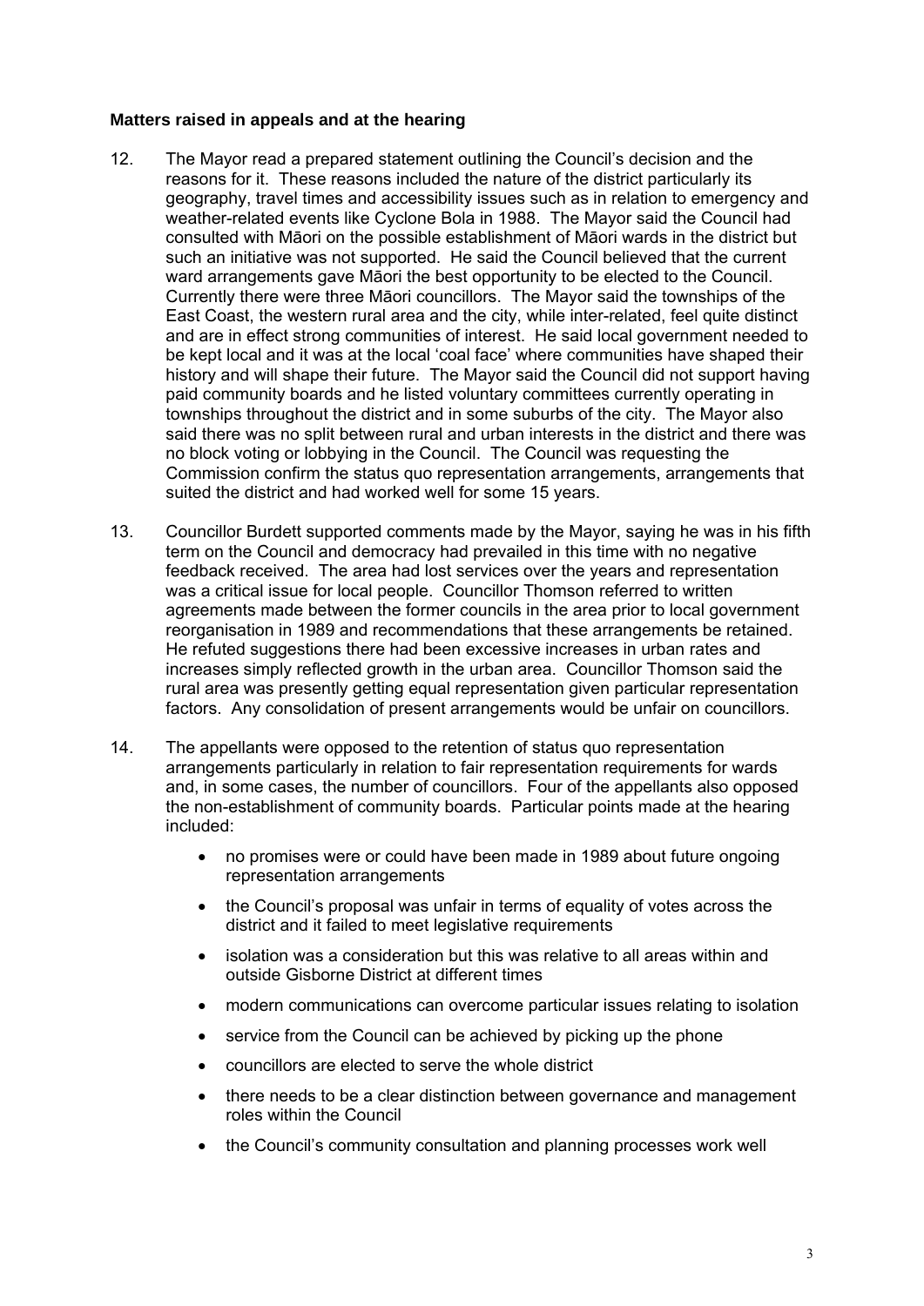**Matters raised in appeals and at the hearing**

12. The Mayor read a prepared statement outlining the Council's decision and the reasons for it. These reasons included the nature of the district particularly its geography, travel times and accessibility issues such as in relation to emergency and weather-related events like Cyclone Bola in 1988. The Mayor said the Council had consulted with Māori on the possible establishment of Māori wards in the district but such an initiative was not supported. He said the Council believed that the current ward arrangements gave Māori the best opportunity to be elected to the Council. Currently there were three Māori councillors. The Mayor said the townships of the East Coast, the western rural area and the city, while inter-related, feel quite distinct and are in effect strong communities of interest. He said local government needed to be kept local and it was at the local 'coal face' where communities have shaped their history and will shape their future. The Mayor said the Council did not support having paid community boards and he listed voluntary committees currently operating in townships throughout the district and in some suburbs of the city. The Mayor also said there was no split between rural and urban interests in the district and there was no block voting or lobbying in the Council. The Council was requesting the Commission confirm the status quo representation arrangements, arrangements that suited the district and had worked well for some 15 years.

13. Councillor Burdett supported comments made by the Mayor, saying he was in his fifth term on the Council and democracy had prevailed in this time with no negative feedback received. The area had lost services over the years and representation was a critical issue for local people. Councillor Thomson referred to written agreements made between the former councils in the area prior to local government reorganisation in 1989 and recommendations that these arrangements be retained. He refuted suggestions there had been excessive increases in urban rates and increases simply reflected growth in the urban area. Councillor Thomson said the rural area was presently getting equal representation given particular representation factors. Any consolidation of present arrangements would be unfair on councillors.

14. The appellants were opposed to the retention of status quo representation arrangements particularly in relation to fair representation requirements for wards and, in some cases, the number of councillors. Four of the appellants also opposed the non-establishment of community boards. Particular points made at the hearing included:

    - no promises were or could have been made in 1989 about future ongoing representation arrangements
    - the Council's proposal was unfair in terms of equality of votes across the district and it failed to meet legislative requirements
    - isolation was a consideration but this was relative to all areas within and outside Gisborne District at different times
    - modern communications can overcome particular issues relating to isolation
    - service from the Council can be achieved by picking up the phone
    - councillors are elected to serve the whole district
    - there needs to be a clear distinction between governance and management roles within the Council
    - the Council's community consultation and planning processes work well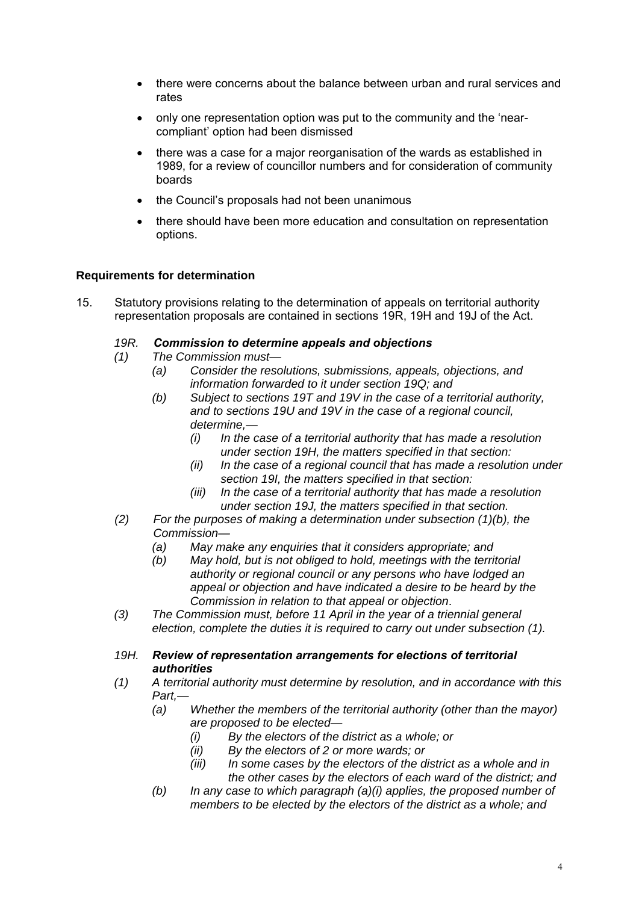- there were concerns about the balance between urban and rural services and rates
- only one representation option was put to the community and the 'near-compliant' option had been dismissed
- there was a case for a major reorganisation of the wards as established in 1989, for a review of councillor numbers and for consideration of community boards
- the Council's proposals had not been unanimous
- there should have been more education and consultation on representation options.

**Requirements for determination**

15. Statutory provisions relating to the determination of appeals on territorial authority representation proposals are contained in sections 19R, 19H and 19J of the Act.

*19R. **Commission to determine appeals and objections***

*(1) The Commission must—*

*(a) Consider the resolutions, submissions, appeals, objections, and information forwarded to it under section 19Q; and*

*(b) Subject to sections 19T and 19V in the case of a territorial authority, and to sections 19U and 19V in the case of a regional council, determine,—*

*(i) In the case of a territorial authority that has made a resolution under section 19H, the matters specified in that section:*

*(ii) In the case of a regional council that has made a resolution under section 19I, the matters specified in that section:*

*(iii) In the case of a territorial authority that has made a resolution under section 19J, the matters specified in that section.*

*(2) For the purposes of making a determination under subsection (1)(b), the Commission—*

*(a) May make any enquiries that it considers appropriate; and*

*(b) May hold, but is not obliged to hold, meetings with the territorial authority or regional council or any persons who have lodged an appeal or objection and have indicated a desire to be heard by the Commission in relation to that appeal or objection*.

*(3) The Commission must, before 11 April in the year of a triennial general election, complete the duties it is required to carry out under subsection (1).*

*19H. **Review of representation arrangements for elections of territorial authorities***

*(1) A territorial authority must determine by resolution, and in accordance with this Part,—*

*(a) Whether the members of the territorial authority (other than the mayor) are proposed to be elected—*

*(i) By the electors of the district as a whole; or*

*(ii) By the electors of 2 or more wards; or*

*(iii) In some cases by the electors of the district as a whole and in the other cases by the electors of each ward of the district; and*

*(b) In any case to which paragraph (a)(i) applies, the proposed number of members to be elected by the electors of the district as a whole; and*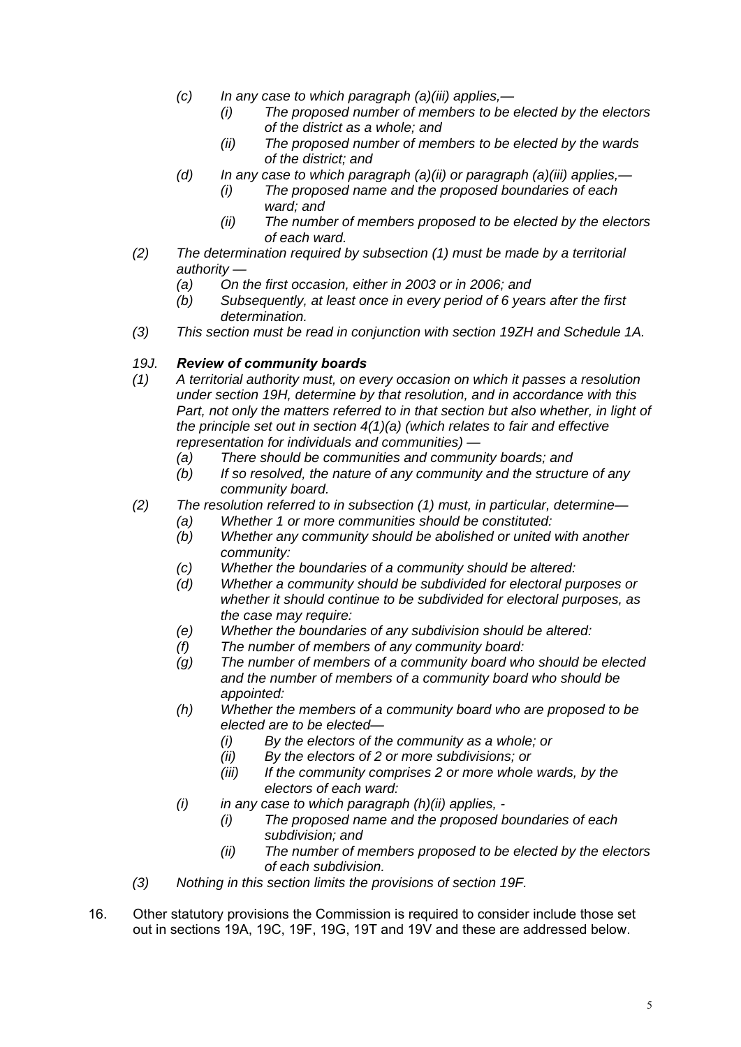- *(c)* *In any case to which paragraph (a)(iii) applies,—*
  - *(i)* *The proposed number of members to be elected by the electors of the district as a whole; and*
  - *(ii)* *The proposed number of members to be elected by the wards of the district; and*
- *(d)* *In any case to which paragraph (a)(ii) or paragraph (a)(iii) applies,—*
  - *(i)* *The proposed name and the proposed boundaries of each ward; and*
  - *(ii)* *The number of members proposed to be elected by the electors of each ward.*

*(2)* *The determination required by subsection (1) must be made by a territorial authority —*

- *(a)* *On the first occasion, either in 2003 or in 2006; and*
- *(b)* *Subsequently, at least once in every period of 6 years after the first determination.*

*(3)* *This section must be read in conjunction with section 19ZH and Schedule 1A.*

### *19J. Review of community boards*

*(1)* *A territorial authority must, on every occasion on which it passes a resolution under section 19H, determine by that resolution, and in accordance with this Part, not only the matters referred to in that section but also whether, in light of the principle set out in section 4(1)(a) (which relates to fair and effective representation for individuals and communities) —*

- *(a)* *There should be communities and community boards; and*
- *(b)* *If so resolved, the nature of any community and the structure of any community board.*

*(2)* *The resolution referred to in subsection (1) must, in particular, determine—*

- *(a)* *Whether 1 or more communities should be constituted:*
- *(b)* *Whether any community should be abolished or united with another community:*
- *(c)* *Whether the boundaries of a community should be altered:*
- *(d)* *Whether a community should be subdivided for electoral purposes or whether it should continue to be subdivided for electoral purposes, as the case may require:*
- *(e)* *Whether the boundaries of any subdivision should be altered:*
- *(f)* *The number of members of any community board:*
- *(g)* *The number of members of a community board who should be elected and the number of members of a community board who should be appointed:*
- *(h)* *Whether the members of a community board who are proposed to be elected are to be elected—*
  - *(i)* *By the electors of the community as a whole; or*
  - *(ii)* *By the electors of 2 or more subdivisions; or*
  - *(iii)* *If the community comprises 2 or more whole wards, by the electors of each ward:*
- *(i)* *in any case to which paragraph (h)(ii) applies, -*
  - *(i)* *The proposed name and the proposed boundaries of each subdivision; and*
  - *(ii)* *The number of members proposed to be elected by the electors of each subdivision.*

*(3)* *Nothing in this section limits the provisions of section 19F.*

16. Other statutory provisions the Commission is required to consider include those set out in sections 19A, 19C, 19F, 19G, 19T and 19V and these are addressed below.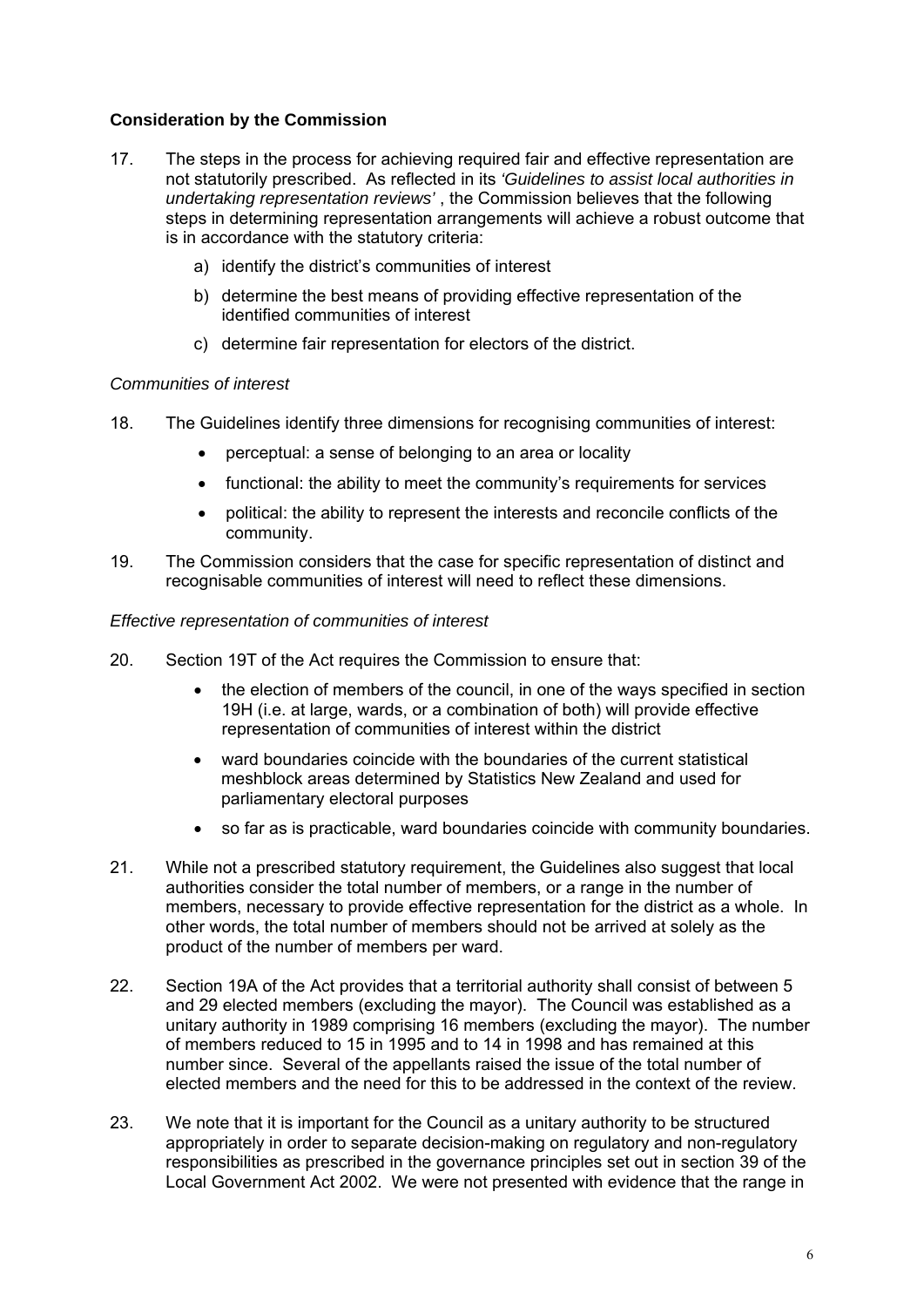## Consideration by the Commission

17. The steps in the process for achieving required fair and effective representation are not statutorily prescribed. As reflected in its *'Guidelines to assist local authorities in undertaking representation reviews'* , the Commission believes that the following steps in determining representation arrangements will achieve a robust outcome that is in accordance with the statutory criteria:

    a) identify the district's communities of interest

    b) determine the best means of providing effective representation of the identified communities of interest

    c) determine fair representation for electors of the district.

### *Communities of interest*

18. The Guidelines identify three dimensions for recognising communities of interest:

    - perceptual: a sense of belonging to an area or locality
    - functional: the ability to meet the community's requirements for services
    - political: the ability to represent the interests and reconcile conflicts of the community.

19. The Commission considers that the case for specific representation of distinct and recognisable communities of interest will need to reflect these dimensions.

### *Effective representation of communities of interest*

20. Section 19T of the Act requires the Commission to ensure that:

    - the election of members of the council, in one of the ways specified in section 19H (i.e. at large, wards, or a combination of both) will provide effective representation of communities of interest within the district
    - ward boundaries coincide with the boundaries of the current statistical meshblock areas determined by Statistics New Zealand and used for parliamentary electoral purposes
    - so far as is practicable, ward boundaries coincide with community boundaries.

21. While not a prescribed statutory requirement, the Guidelines also suggest that local authorities consider the total number of members, or a range in the number of members, necessary to provide effective representation for the district as a whole. In other words, the total number of members should not be arrived at solely as the product of the number of members per ward.

22. Section 19A of the Act provides that a territorial authority shall consist of between 5 and 29 elected members (excluding the mayor). The Council was established as a unitary authority in 1989 comprising 16 members (excluding the mayor). The number of members reduced to 15 in 1995 and to 14 in 1998 and has remained at this number since. Several of the appellants raised the issue of the total number of elected members and the need for this to be addressed in the context of the review.

23. We note that it is important for the Council as a unitary authority to be structured appropriately in order to separate decision-making on regulatory and non-regulatory responsibilities as prescribed in the governance principles set out in section 39 of the Local Government Act 2002. We were not presented with evidence that the range in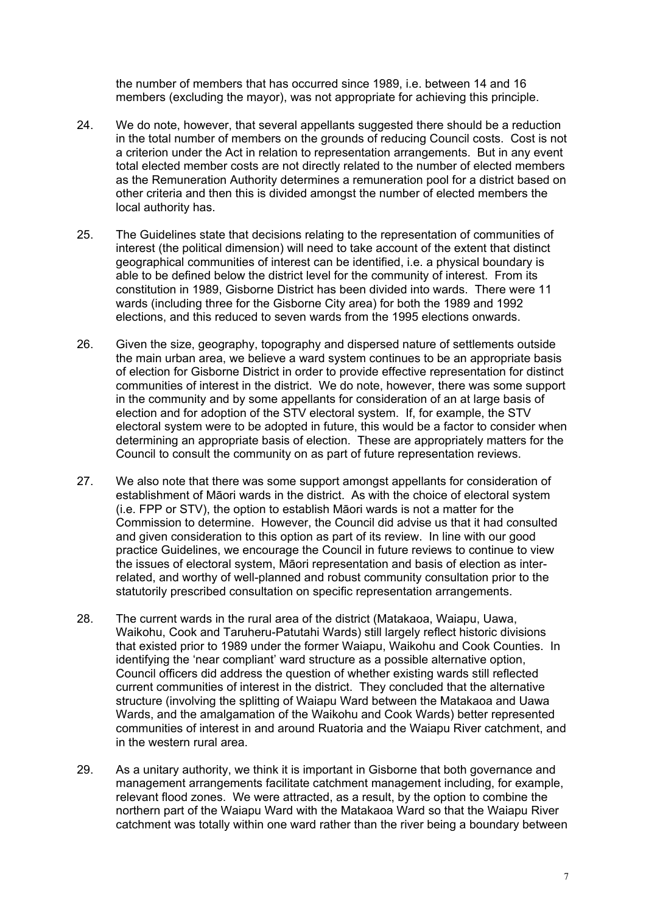the number of members that has occurred since 1989, i.e. between 14 and 16 members (excluding the mayor), was not appropriate for achieving this principle.

24. We do note, however, that several appellants suggested there should be a reduction in the total number of members on the grounds of reducing Council costs. Cost is not a criterion under the Act in relation to representation arrangements. But in any event total elected member costs are not directly related to the number of elected members as the Remuneration Authority determines a remuneration pool for a district based on other criteria and then this is divided amongst the number of elected members the local authority has.

25. The Guidelines state that decisions relating to the representation of communities of interest (the political dimension) will need to take account of the extent that distinct geographical communities of interest can be identified, i.e. a physical boundary is able to be defined below the district level for the community of interest. From its constitution in 1989, Gisborne District has been divided into wards. There were 11 wards (including three for the Gisborne City area) for both the 1989 and 1992 elections, and this reduced to seven wards from the 1995 elections onwards.

26. Given the size, geography, topography and dispersed nature of settlements outside the main urban area, we believe a ward system continues to be an appropriate basis of election for Gisborne District in order to provide effective representation for distinct communities of interest in the district. We do note, however, there was some support in the community and by some appellants for consideration of an at large basis of election and for adoption of the STV electoral system. If, for example, the STV electoral system were to be adopted in future, this would be a factor to consider when determining an appropriate basis of election. These are appropriately matters for the Council to consult the community on as part of future representation reviews.

27. We also note that there was some support amongst appellants for consideration of establishment of Māori wards in the district. As with the choice of electoral system (i.e. FPP or STV), the option to establish Māori wards is not a matter for the Commission to determine. However, the Council did advise us that it had consulted and given consideration to this option as part of its review. In line with our good practice Guidelines, we encourage the Council in future reviews to continue to view the issues of electoral system, Māori representation and basis of election as inter-related, and worthy of well-planned and robust community consultation prior to the statutorily prescribed consultation on specific representation arrangements.

28. The current wards in the rural area of the district (Matakaoa, Waiapu, Uawa, Waikohu, Cook and Taruheru-Patutahi Wards) still largely reflect historic divisions that existed prior to 1989 under the former Waiapu, Waikohu and Cook Counties. In identifying the 'near compliant' ward structure as a possible alternative option, Council officers did address the question of whether existing wards still reflected current communities of interest in the district. They concluded that the alternative structure (involving the splitting of Waiapu Ward between the Matakaoa and Uawa Wards, and the amalgamation of the Waikohu and Cook Wards) better represented communities of interest in and around Ruatoria and the Waiapu River catchment, and in the western rural area.

29. As a unitary authority, we think it is important in Gisborne that both governance and management arrangements facilitate catchment management including, for example, relevant flood zones. We were attracted, as a result, by the option to combine the northern part of the Waiapu Ward with the Matakaoa Ward so that the Waiapu River catchment was totally within one ward rather than the river being a boundary between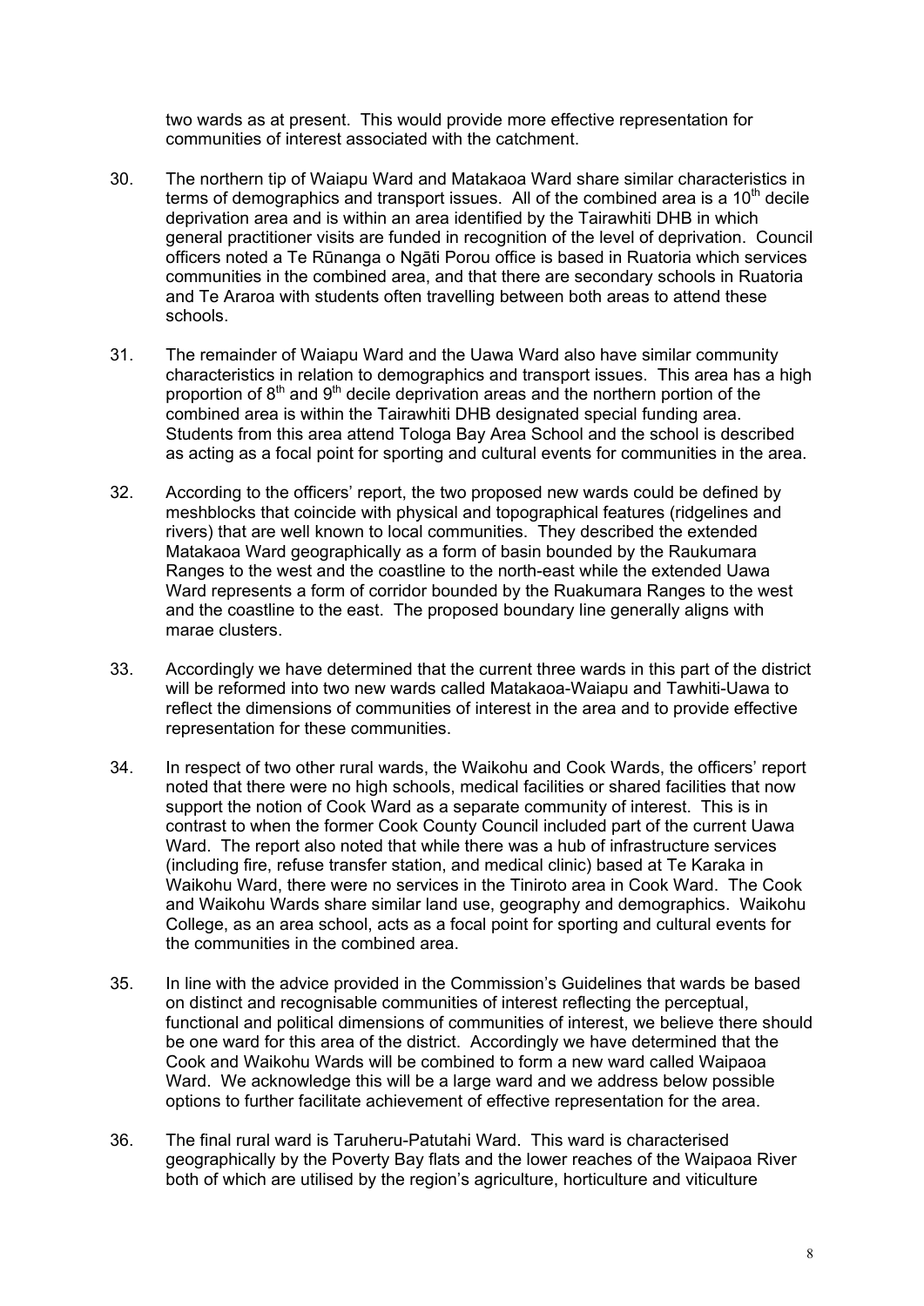two wards as at present. This would provide more effective representation for communities of interest associated with the catchment.

30. The northern tip of Waiapu Ward and Matakaoa Ward share similar characteristics in terms of demographics and transport issues. All of the combined area is a $10^{th}$ decile deprivation area and is within an area identified by the Tairawhiti DHB in which general practitioner visits are funded in recognition of the level of deprivation. Council officers noted a Te Rūnanga o Ngāti Porou office is based in Ruatoria which services communities in the combined area, and that there are secondary schools in Ruatoria and Te Araroa with students often travelling between both areas to attend these schools.

31. The remainder of Waiapu Ward and the Uawa Ward also have similar community characteristics in relation to demographics and transport issues. This area has a high proportion of $8^{th}$ and $9^{th}$ decile deprivation areas and the northern portion of the combined area is within the Tairawhiti DHB designated special funding area. Students from this area attend Tologa Bay Area School and the school is described as acting as a focal point for sporting and cultural events for communities in the area.

32. According to the officers' report, the two proposed new wards could be defined by meshblocks that coincide with physical and topographical features (ridgelines and rivers) that are well known to local communities. They described the extended Matakaoa Ward geographically as a form of basin bounded by the Raukumara Ranges to the west and the coastline to the north-east while the extended Uawa Ward represents a form of corridor bounded by the Ruakumara Ranges to the west and the coastline to the east. The proposed boundary line generally aligns with marae clusters.

33. Accordingly we have determined that the current three wards in this part of the district will be reformed into two new wards called Matakaoa-Waiapu and Tawhiti-Uawa to reflect the dimensions of communities of interest in the area and to provide effective representation for these communities.

34. In respect of two other rural wards, the Waikohu and Cook Wards, the officers' report noted that there were no high schools, medical facilities or shared facilities that now support the notion of Cook Ward as a separate community of interest. This is in contrast to when the former Cook County Council included part of the current Uawa Ward. The report also noted that while there was a hub of infrastructure services (including fire, refuse transfer station, and medical clinic) based at Te Karaka in Waikohu Ward, there were no services in the Tiniroto area in Cook Ward. The Cook and Waikohu Wards share similar land use, geography and demographics. Waikohu College, as an area school, acts as a focal point for sporting and cultural events for the communities in the combined area.

35. In line with the advice provided in the Commission's Guidelines that wards be based on distinct and recognisable communities of interest reflecting the perceptual, functional and political dimensions of communities of interest, we believe there should be one ward for this area of the district. Accordingly we have determined that the Cook and Waikohu Wards will be combined to form a new ward called Waipaoa Ward. We acknowledge this will be a large ward and we address below possible options to further facilitate achievement of effective representation for the area.

36. The final rural ward is Taruheru-Patutahi Ward. This ward is characterised geographically by the Poverty Bay flats and the lower reaches of the Waipaoa River both of which are utilised by the region's agriculture, horticulture and viticulture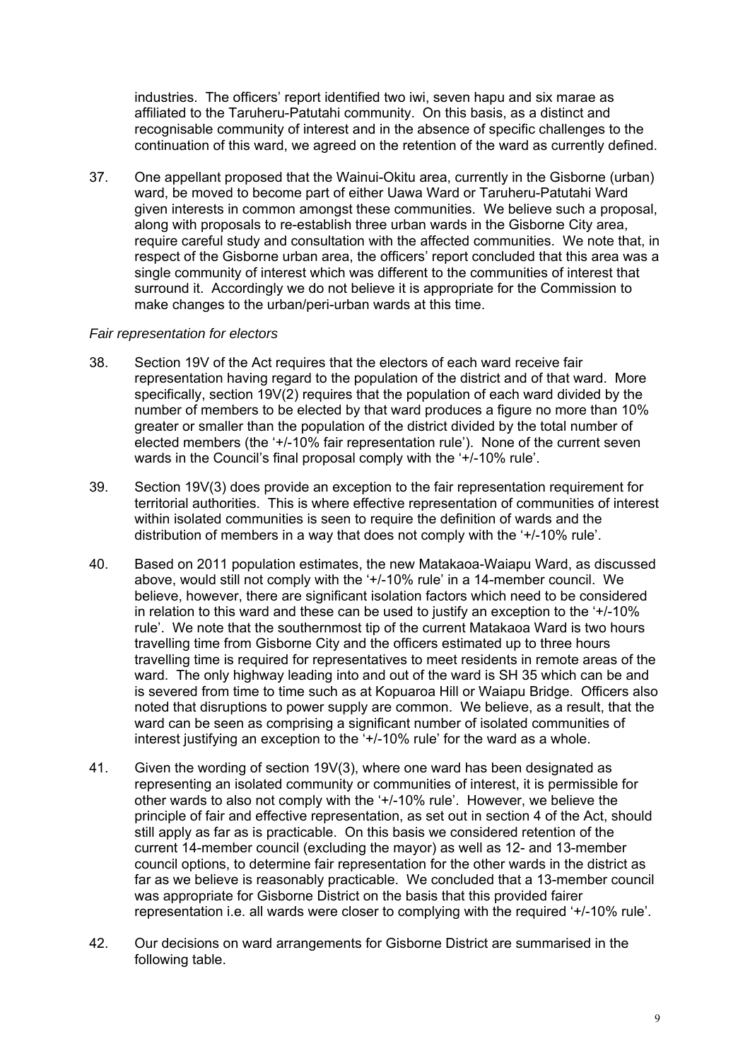industries. The officers' report identified two iwi, seven hapu and six marae as affiliated to the Taruheru-Patutahi community. On this basis, as a distinct and recognisable community of interest and in the absence of specific challenges to the continuation of this ward, we agreed on the retention of the ward as currently defined.

37. One appellant proposed that the Wainui-Okitu area, currently in the Gisborne (urban) ward, be moved to become part of either Uawa Ward or Taruheru-Patutahi Ward given interests in common amongst these communities. We believe such a proposal, along with proposals to re-establish three urban wards in the Gisborne City area, require careful study and consultation with the affected communities. We note that, in respect of the Gisborne urban area, the officers' report concluded that this area was a single community of interest which was different to the communities of interest that surround it. Accordingly we do not believe it is appropriate for the Commission to make changes to the urban/peri-urban wards at this time.

*Fair representation for electors*

38. Section 19V of the Act requires that the electors of each ward receive fair representation having regard to the population of the district and of that ward. More specifically, section 19V(2) requires that the population of each ward divided by the number of members to be elected by that ward produces a figure no more than 10% greater or smaller than the population of the district divided by the total number of elected members (the '+/-10% fair representation rule'). None of the current seven wards in the Council's final proposal comply with the '+/-10% rule'.

39. Section 19V(3) does provide an exception to the fair representation requirement for territorial authorities. This is where effective representation of communities of interest within isolated communities is seen to require the definition of wards and the distribution of members in a way that does not comply with the '+/-10% rule'.

40. Based on 2011 population estimates, the new Matakaoa-Waiapu Ward, as discussed above, would still not comply with the '+/-10% rule' in a 14-member council. We believe, however, there are significant isolation factors which need to be considered in relation to this ward and these can be used to justify an exception to the '+/-10% rule'. We note that the southernmost tip of the current Matakaoa Ward is two hours travelling time from Gisborne City and the officers estimated up to three hours travelling time is required for representatives to meet residents in remote areas of the ward. The only highway leading into and out of the ward is SH 35 which can be and is severed from time to time such as at Kopuaroa Hill or Waiapu Bridge. Officers also noted that disruptions to power supply are common. We believe, as a result, that the ward can be seen as comprising a significant number of isolated communities of interest justifying an exception to the '+/-10% rule' for the ward as a whole.

41. Given the wording of section 19V(3), where one ward has been designated as representing an isolated community or communities of interest, it is permissible for other wards to also not comply with the '+/-10% rule'. However, we believe the principle of fair and effective representation, as set out in section 4 of the Act, should still apply as far as is practicable. On this basis we considered retention of the current 14-member council (excluding the mayor) as well as 12- and 13-member council options, to determine fair representation for the other wards in the district as far as we believe is reasonably practicable. We concluded that a 13-member council was appropriate for Gisborne District on the basis that this provided fairer representation i.e. all wards were closer to complying with the required '+/-10% rule'.

42. Our decisions on ward arrangements for Gisborne District are summarised in the following table.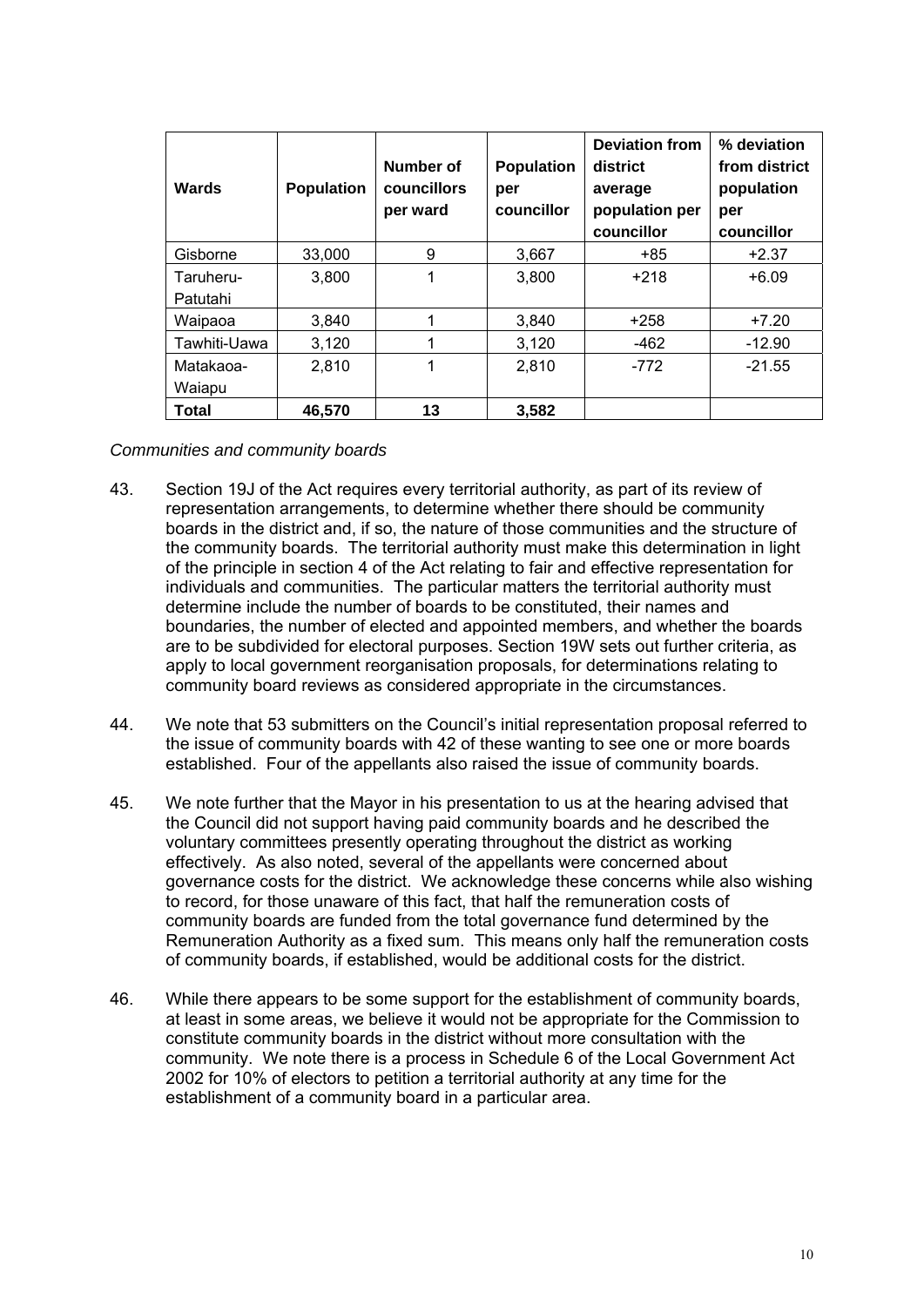| Wards | Population | Number of councillors per ward | Population per councillor | Deviation from district average population per councillor | % deviation from district population per councillor |
|---|---|---|---|---|---|
| Gisborne | 33,000 | 9 | 3,667 | +85 | +2.37 |
| Taruheru-Patutahi | 3,800 | 1 | 3,800 | +218 | +6.09 |
| Waipaoa | 3,840 | 1 | 3,840 | +258 | +7.20 |
| Tawhiti-Uawa | 3,120 | 1 | 3,120 | -462 | -12.90 |
| Matakaoa-Waiapu | 2,810 | 1 | 2,810 | -772 | -21.55 |
| **Total** | **46,570** | **13** | **3,582** | | |

*Communities and community boards*

43. Section 19J of the Act requires every territorial authority, as part of its review of representation arrangements, to determine whether there should be community boards in the district and, if so, the nature of those communities and the structure of the community boards. The territorial authority must make this determination in light of the principle in section 4 of the Act relating to fair and effective representation for individuals and communities. The particular matters the territorial authority must determine include the number of boards to be constituted, their names and boundaries, the number of elected and appointed members, and whether the boards are to be subdivided for electoral purposes. Section 19W sets out further criteria, as apply to local government reorganisation proposals, for determinations relating to community board reviews as considered appropriate in the circumstances.

44. We note that 53 submitters on the Council's initial representation proposal referred to the issue of community boards with 42 of these wanting to see one or more boards established. Four of the appellants also raised the issue of community boards.

45. We note further that the Mayor in his presentation to us at the hearing advised that the Council did not support having paid community boards and he described the voluntary committees presently operating throughout the district as working effectively. As also noted, several of the appellants were concerned about governance costs for the district. We acknowledge these concerns while also wishing to record, for those unaware of this fact, that half the remuneration costs of community boards are funded from the total governance fund determined by the Remuneration Authority as a fixed sum. This means only half the remuneration costs of community boards, if established, would be additional costs for the district.

46. While there appears to be some support for the establishment of community boards, at least in some areas, we believe it would not be appropriate for the Commission to constitute community boards in the district without more consultation with the community. We note there is a process in Schedule 6 of the Local Government Act 2002 for 10% of electors to petition a territorial authority at any time for the establishment of a community board in a particular area.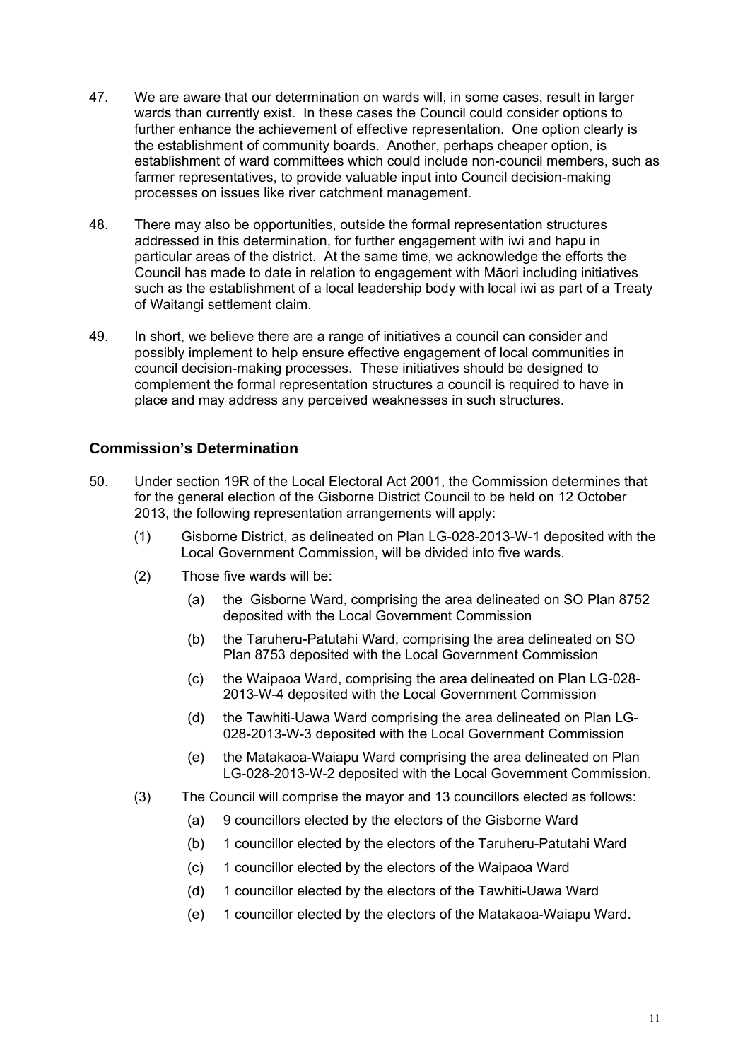47. We are aware that our determination on wards will, in some cases, result in larger wards than currently exist. In these cases the Council could consider options to further enhance the achievement of effective representation. One option clearly is the establishment of community boards. Another, perhaps cheaper option, is establishment of ward committees which could include non-council members, such as farmer representatives, to provide valuable input into Council decision-making processes on issues like river catchment management.

48. There may also be opportunities, outside the formal representation structures addressed in this determination, for further engagement with iwi and hapu in particular areas of the district. At the same time, we acknowledge the efforts the Council has made to date in relation to engagement with Māori including initiatives such as the establishment of a local leadership body with local iwi as part of a Treaty of Waitangi settlement claim.

49. In short, we believe there are a range of initiatives a council can consider and possibly implement to help ensure effective engagement of local communities in council decision-making processes. These initiatives should be designed to complement the formal representation structures a council is required to have in place and may address any perceived weaknesses in such structures.

## Commission's Determination

50. Under section 19R of the Local Electoral Act 2001, the Commission determines that for the general election of the Gisborne District Council to be held on 12 October 2013, the following representation arrangements will apply:

    (1) Gisborne District, as delineated on Plan LG-028-2013-W-1 deposited with the Local Government Commission, will be divided into five wards.

    (2) Those five wards will be:

        (a) the Gisborne Ward, comprising the area delineated on SO Plan 8752 deposited with the Local Government Commission

        (b) the Taruheru-Patutahi Ward, comprising the area delineated on SO Plan 8753 deposited with the Local Government Commission

        (c) the Waipaoa Ward, comprising the area delineated on Plan LG-028-2013-W-4 deposited with the Local Government Commission

        (d) the Tawhiti-Uawa Ward comprising the area delineated on Plan LG-028-2013-W-3 deposited with the Local Government Commission

        (e) the Matakaoa-Waiapu Ward comprising the area delineated on Plan LG-028-2013-W-2 deposited with the Local Government Commission.

    (3) The Council will comprise the mayor and 13 councillors elected as follows:

        (a) 9 councillors elected by the electors of the Gisborne Ward

        (b) 1 councillor elected by the electors of the Taruheru-Patutahi Ward

        (c) 1 councillor elected by the electors of the Waipaoa Ward

        (d) 1 councillor elected by the electors of the Tawhiti-Uawa Ward

        (e) 1 councillor elected by the electors of the Matakaoa-Waiapu Ward.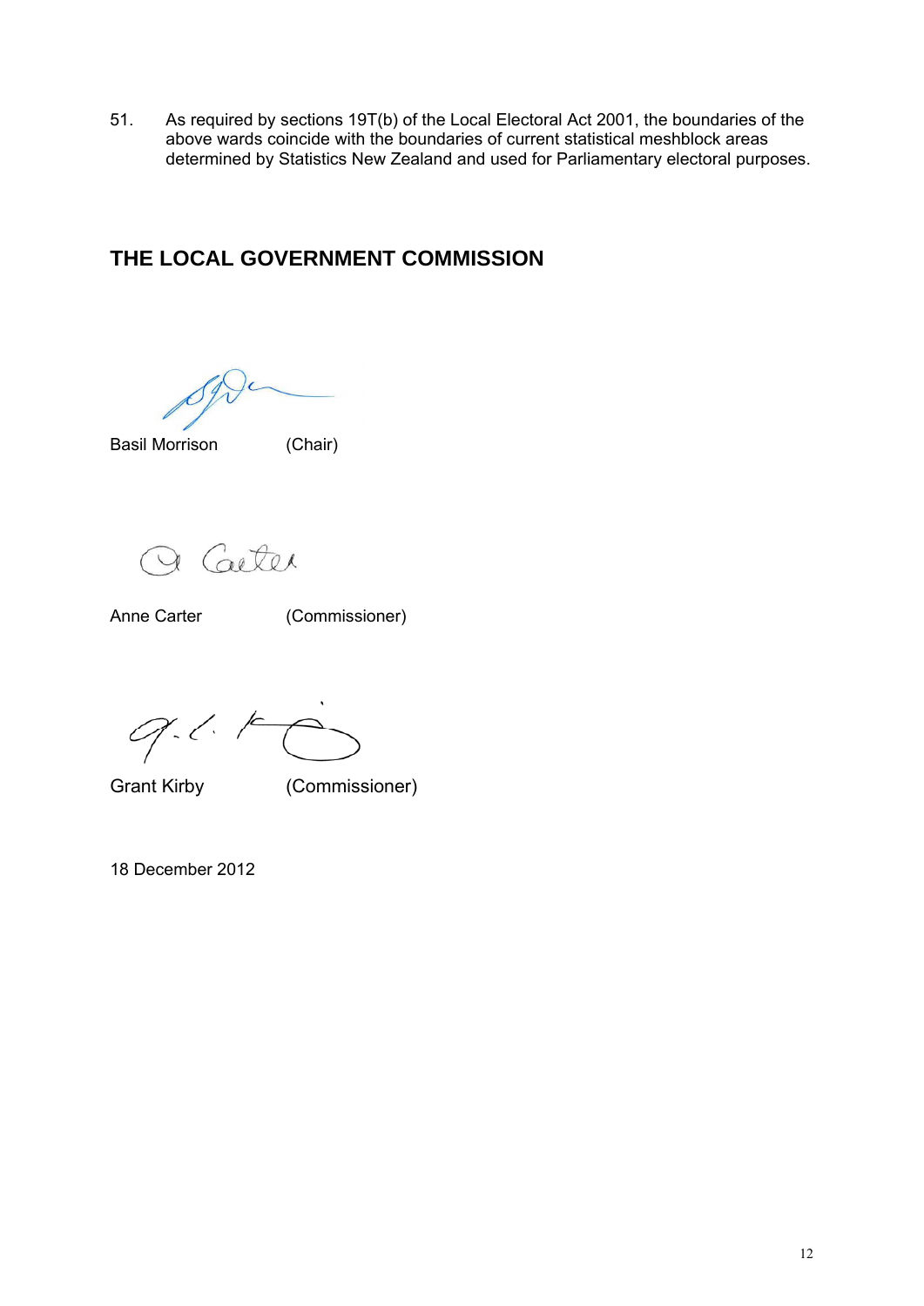51. As required by sections 19T(b) of the Local Electoral Act 2001, the boundaries of the above wards coincide with the boundaries of current statistical meshblock areas determined by Statistics New Zealand and used for Parliamentary electoral purposes.

## THE LOCAL GOVERNMENT COMMISSION

Basil Morrison (Chair)

Anne Carter (Commissioner)

Grant Kirby (Commissioner)

18 December 2012